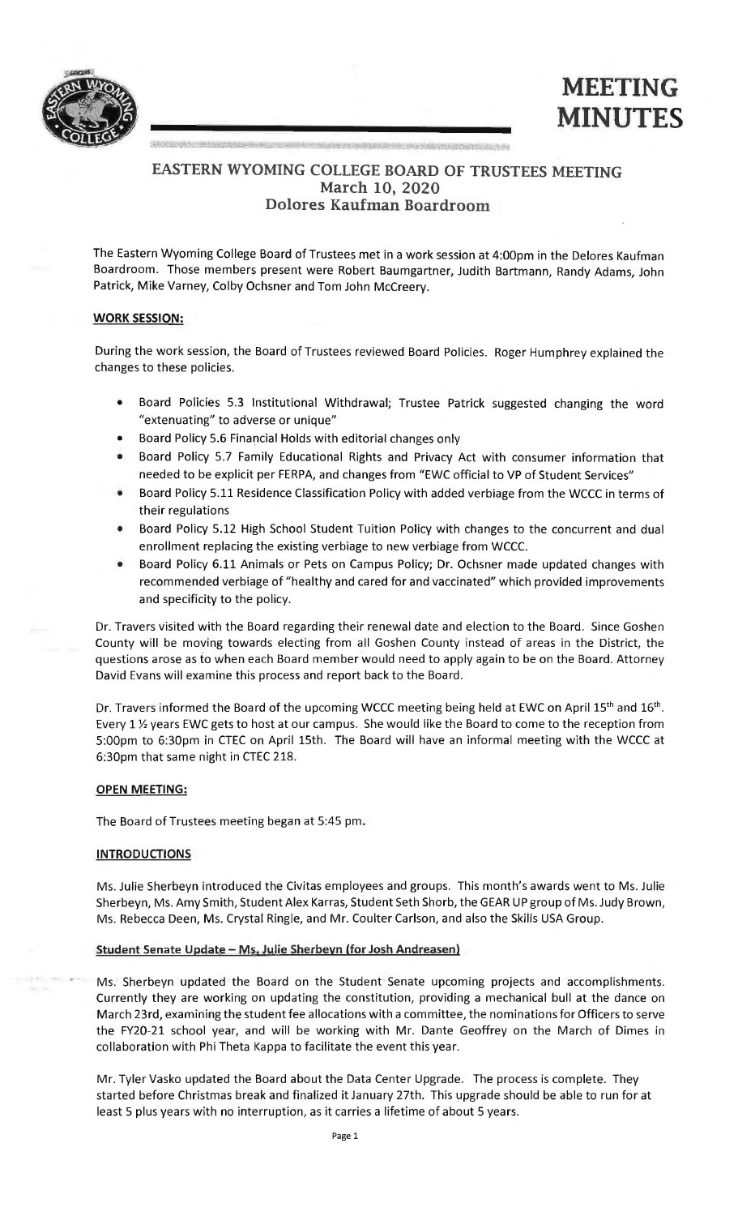# MEETING MINUTES

## EASTERN WYOMING COLLEGE BOARD OF TRUSTEES MEETING
### March 10, 2020
### Dolores Kaufman Boardroom

The Eastern Wyoming College Board of Trustees met in a work session at 4:00pm in the Delores Kaufman Boardroom. Those members present were Robert Baumgartner, Judith Bartmann, Randy Adams, John Patrick, Mike Varney, Colby Ochsner and Tom John McCreery.

**WORK SESSION:**

During the work session, the Board of Trustees reviewed Board Policies. Roger Humphrey explained the changes to these policies.

- Board Policies 5.3 Institutional Withdrawal; Trustee Patrick suggested changing the word "extenuating" to adverse or unique"
- Board Policy 5.6 Financial Holds with editorial changes only
- Board Policy 5.7 Family Educational Rights and Privacy Act with consumer information that needed to be explicit per FERPA, and changes from "EWC official to VP of Student Services"
- Board Policy 5.11 Residence Classification Policy with added verbiage from the WCCC in terms of their regulations
- Board Policy 5.12 High School Student Tuition Policy with changes to the concurrent and dual enrollment replacing the existing verbiage to new verbiage from WCCC.
- Board Policy 6.11 Animals or Pets on Campus Policy; Dr. Ochsner made updated changes with recommended verbiage of "healthy and cared for and vaccinated" which provided improvements and specificity to the policy.

Dr. Travers visited with the Board regarding their renewal date and election to the Board. Since Goshen County will be moving towards electing from all Goshen County instead of areas in the District, the questions arose as to when each Board member would need to apply again to be on the Board. Attorney David Evans will examine this process and report back to the Board.

Dr. Travers informed the Board of the upcoming WCCC meeting being held at EWC on April 15th and 16th. Every 1 ½ years EWC gets to host at our campus. She would like the Board to come to the reception from 5:00pm to 6:30pm in CTEC on April 15th. The Board will have an informal meeting with the WCCC at 6:30pm that same night in CTEC 218.

**OPEN MEETING:**

The Board of Trustees meeting began at 5:45 pm.

**INTRODUCTIONS**

Ms. Julie Sherbeyn introduced the Civitas employees and groups. This month's awards went to Ms. Julie Sherbeyn, Ms. Amy Smith, Student Alex Karras, Student Seth Shorb, the GEAR UP group of Ms. Judy Brown, Ms. Rebecca Deen, Ms. Crystal Ringle, and Mr. Coulter Carlson, and also the Skills USA Group.

**Student Senate Update – Ms. Julie Sherbeyn (for Josh Andreasen)**

Ms. Sherbeyn updated the Board on the Student Senate upcoming projects and accomplishments. Currently they are working on updating the constitution, providing a mechanical bull at the dance on March 23rd, examining the student fee allocations with a committee, the nominations for Officers to serve the FY20-21 school year, and will be working with Mr. Dante Geoffrey on the March of Dimes in collaboration with Phi Theta Kappa to facilitate the event this year.

Mr. Tyler Vasko updated the Board about the Data Center Upgrade. The process is complete. They started before Christmas break and finalized it January 27th. This upgrade should be able to run for at least 5 plus years with no interruption, as it carries a lifetime of about 5 years.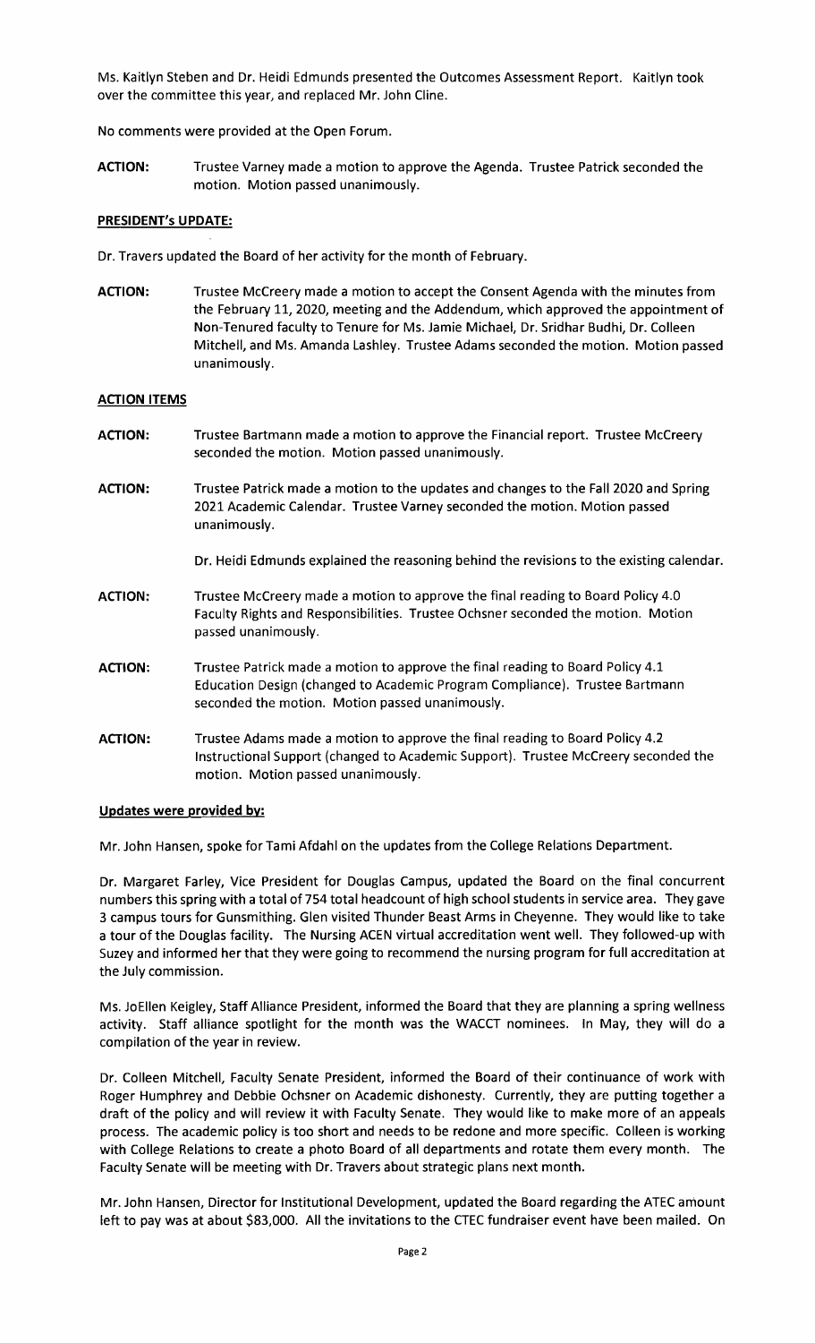Ms. Kaitlyn Steben and Dr. Heidi Edmunds presented the Outcomes Assessment Report. Kaitlyn took over the committee this year, and replaced Mr. John Cline.

No comments were provided at the Open Forum.

**ACTION:** Trustee Varney made a motion to approve the Agenda. Trustee Patrick seconded the motion. Motion passed unanimously.

**PRESIDENT's UPDATE:**

Dr. Travers updated the Board of her activity for the month of February.

**ACTION:** Trustee McCreery made a motion to accept the Consent Agenda with the minutes from the February 11, 2020, meeting and the Addendum, which approved the appointment of Non-Tenured faculty to Tenure for Ms. Jamie Michael, Dr. Sridhar Budhi, Dr. Colleen Mitchell, and Ms. Amanda Lashley. Trustee Adams seconded the motion. Motion passed unanimously.

**ACTION ITEMS**

**ACTION:** Trustee Bartmann made a motion to approve the Financial report. Trustee McCreery seconded the motion. Motion passed unanimously.

**ACTION:** Trustee Patrick made a motion to the updates and changes to the Fall 2020 and Spring 2021 Academic Calendar. Trustee Varney seconded the motion. Motion passed unanimously.

Dr. Heidi Edmunds explained the reasoning behind the revisions to the existing calendar.

**ACTION:** Trustee McCreery made a motion to approve the final reading to Board Policy 4.0 Faculty Rights and Responsibilities. Trustee Ochsner seconded the motion. Motion passed unanimously.

**ACTION:** Trustee Patrick made a motion to approve the final reading to Board Policy 4.1 Education Design (changed to Academic Program Compliance). Trustee Bartmann seconded the motion. Motion passed unanimously.

**ACTION:** Trustee Adams made a motion to approve the final reading to Board Policy 4.2 Instructional Support (changed to Academic Support). Trustee McCreery seconded the motion. Motion passed unanimously.

**Updates were provided by:**

Mr. John Hansen, spoke for Tami Afdahl on the updates from the College Relations Department.

Dr. Margaret Farley, Vice President for Douglas Campus, updated the Board on the final concurrent numbers this spring with a total of 754 total headcount of high school students in service area. They gave 3 campus tours for Gunsmithing. Glen visited Thunder Beast Arms in Cheyenne. They would like to take a tour of the Douglas facility. The Nursing ACEN virtual accreditation went well. They followed-up with Suzey and informed her that they were going to recommend the nursing program for full accreditation at the July commission.

Ms. JoEllen Keigley, Staff Alliance President, informed the Board that they are planning a spring wellness activity. Staff alliance spotlight for the month was the WACCT nominees. In May, they will do a compilation of the year in review.

Dr. Colleen Mitchell, Faculty Senate President, informed the Board of their continuance of work with Roger Humphrey and Debbie Ochsner on Academic dishonesty. Currently, they are putting together a draft of the policy and will review it with Faculty Senate. They would like to make more of an appeals process. The academic policy is too short and needs to be redone and more specific. Colleen is working with College Relations to create a photo Board of all departments and rotate them every month. The Faculty Senate will be meeting with Dr. Travers about strategic plans next month.

Mr. John Hansen, Director for Institutional Development, updated the Board regarding the ATEC amount left to pay was at about $83,000. All the invitations to the CTEC fundraiser event have been mailed. On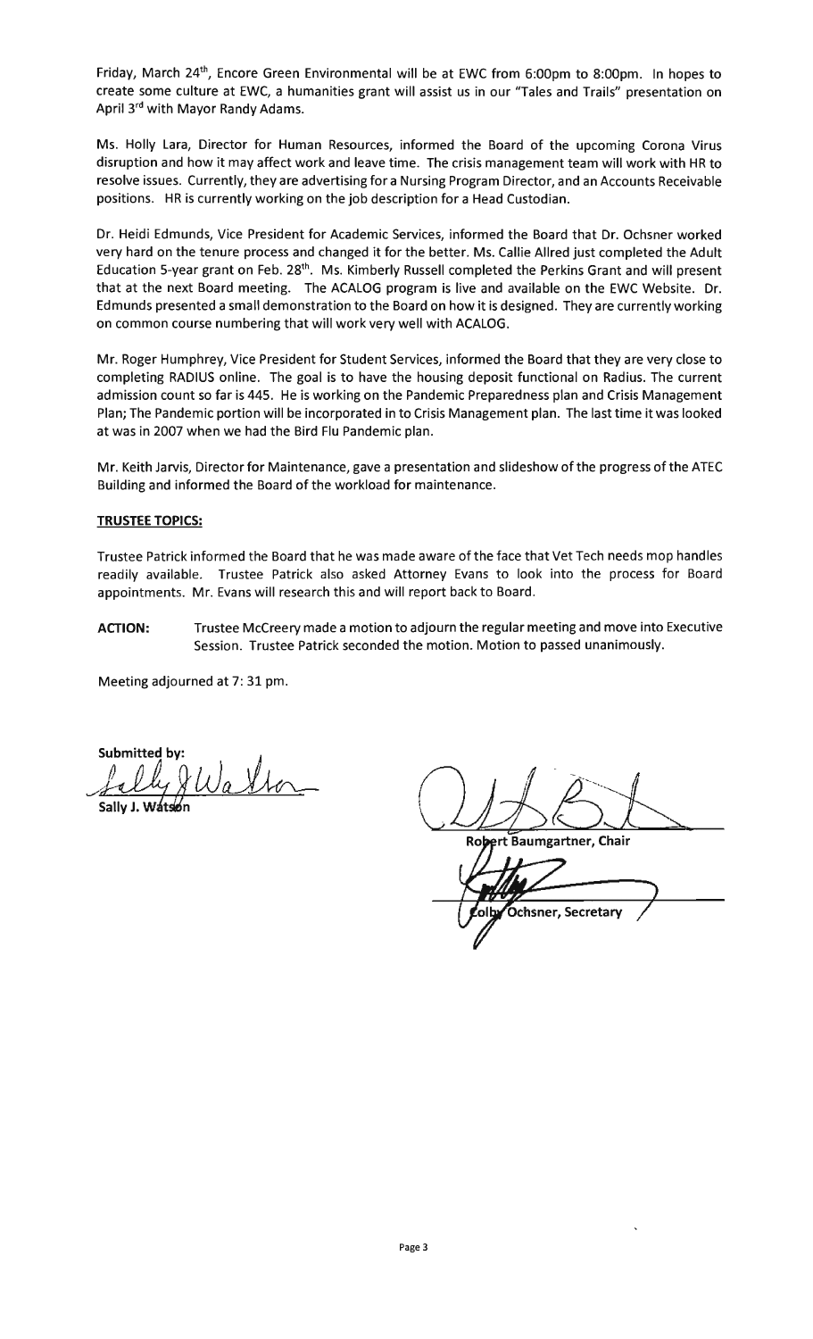Friday, March 24th, Encore Green Environmental will be at EWC from 6:00pm to 8:00pm. In hopes to create some culture at EWC, a humanities grant will assist us in our "Tales and Trails" presentation on April 3rd with Mayor Randy Adams.

Ms. Holly Lara, Director for Human Resources, informed the Board of the upcoming Corona Virus disruption and how it may affect work and leave time. The crisis management team will work with HR to resolve issues. Currently, they are advertising for a Nursing Program Director, and an Accounts Receivable positions. HR is currently working on the job description for a Head Custodian.

Dr. Heidi Edmunds, Vice President for Academic Services, informed the Board that Dr. Ochsner worked very hard on the tenure process and changed it for the better. Ms. Callie Allred just completed the Adult Education 5-year grant on Feb. 28th. Ms. Kimberly Russell completed the Perkins Grant and will present that at the next Board meeting. The ACALOG program is live and available on the EWC Website. Dr. Edmunds presented a small demonstration to the Board on how it is designed. They are currently working on common course numbering that will work very well with ACALOG.

Mr. Roger Humphrey, Vice President for Student Services, informed the Board that they are very close to completing RADIUS online. The goal is to have the housing deposit functional on Radius. The current admission count so far is 445. He is working on the Pandemic Preparedness plan and Crisis Management Plan; The Pandemic portion will be incorporated in to Crisis Management plan. The last time it was looked at was in 2007 when we had the Bird Flu Pandemic plan.

Mr. Keith Jarvis, Director for Maintenance, gave a presentation and slideshow of the progress of the ATEC Building and informed the Board of the workload for maintenance.

**TRUSTEE TOPICS:**

Trustee Patrick informed the Board that he was made aware of the face that Vet Tech needs mop handles readily available. Trustee Patrick also asked Attorney Evans to look into the process for Board appointments. Mr. Evans will research this and will report back to Board.

**ACTION:** Trustee McCreery made a motion to adjourn the regular meeting and move into Executive Session. Trustee Patrick seconded the motion. Motion to passed unanimously.

Meeting adjourned at 7: 31 pm.

**Submitted by:**

Sally J. Watson

Robert Baumgartner, Chair

Colby Ochsner, Secretary